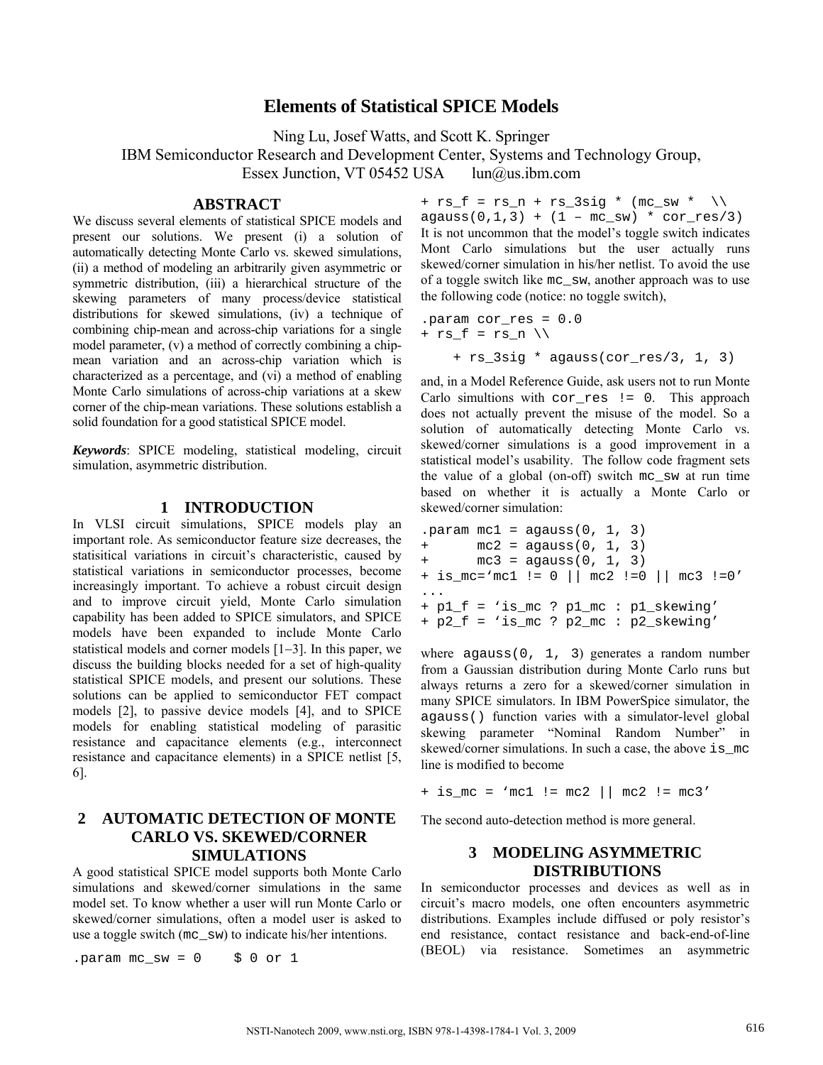# Elements of Statistical SPICE Models

Ning Lu, Josef Watts, and Scott K. Springer
IBM Semiconductor Research and Development Center, Systems and Technology Group,
Essex Junction, VT 05452 USA lun@us.ibm.com

## ABSTRACT

We discuss several elements of statistical SPICE models and present our solutions. We present (i) a solution of automatically detecting Monte Carlo vs. skewed simulations, (ii) a method of modeling an arbitrarily given asymmetric or symmetric distribution, (iii) a hierarchical structure of the skewing parameters of many process/device statistical distributions for skewed simulations, (iv) a technique of combining chip-mean and across-chip variations for a single model parameter, (v) a method of correctly combining a chip-mean variation and an across-chip variation which is characterized as a percentage, and (vi) a method of enabling Monte Carlo simulations of across-chip variations at a skew corner of the chip-mean variations. These solutions establish a solid foundation for a good statistical SPICE model.

***Keywords***: SPICE modeling, statistical modeling, circuit simulation, asymmetric distribution.

## 1 INTRODUCTION

In VLSI circuit simulations, SPICE models play an important role. As semiconductor feature size decreases, the statisitical variations in circuit's characteristic, caused by statistical variations in semiconductor processes, become increasingly important. To achieve a robust circuit design and to improve circuit yield, Monte Carlo simulation capability has been added to SPICE simulators, and SPICE models have been expanded to include Monte Carlo statistical models and corner models [1–3]. In this paper, we discuss the building blocks needed for a set of high-quality statistical SPICE models, and present our solutions. These solutions can be applied to semiconductor FET compact models [2], to passive device models [4], and to SPICE models for enabling statistical modeling of parasitic resistance and capacitance elements (e.g., interconnect resistance and capacitance elements) in a SPICE netlist [5, 6].

## 2 AUTOMATIC DETECTION OF MONTE CARLO VS. SKEWED/CORNER SIMULATIONS

A good statistical SPICE model supports both Monte Carlo simulations and skewed/corner simulations in the same model set. To know whether a user will run Monte Carlo or skewed/corner simulations, often a model user is asked to use a toggle switch (`mc_sw`) to indicate his/her intentions.

```
.param mc_sw = 0    $ 0 or 1
+ rs_f = rs_n + rs_3sig * (mc_sw *  \\
agauss(0,1,3) + (1 – mc_sw) * cor_res/3)
```

It is not uncommon that the model's toggle switch indicates Mont Carlo simulations but the user actually runs skewed/corner simulation in his/her netlist. To avoid the use of a toggle switch like `mc_sw`, another approach was to use the following code (notice: no toggle switch),

```
.param cor_res = 0.0
+ rs_f = rs_n \\
    + rs_3sig * agauss(cor_res/3, 1, 3)
```

and, in a Model Reference Guide, ask users not to run Monte Carlo simultions with `cor_res != 0`. This approach does not actually prevent the misuse of the model. So a solution of automatically detecting Monte Carlo vs. skewed/corner simulations is a good improvement in a statistical model's usability. The follow code fragment sets the value of a global (on-off) switch `mc_sw` at run time based on whether it is actually a Monte Carlo or skewed/corner simulation:

```
.param mc1 = agauss(0, 1, 3)
+      mc2 = agauss(0, 1, 3)
+      mc3 = agauss(0, 1, 3)
+ is_mc='mc1 != 0 || mc2 !=0 || mc3 !=0'
...
+ p1_f = 'is_mc ? p1_mc : p1_skewing'
+ p2_f = 'is_mc ? p2_mc : p2_skewing'
```

where `agauss(0, 1, 3)` generates a random number from a Gaussian distribution during Monte Carlo runs but always returns a zero for a skewed/corner simulation in many SPICE simulators. In IBM PowerSpice simulator, the `agauss()` function varies with a simulator-level global skewing parameter "Nominal Random Number" in skewed/corner simulations. In such a case, the above `is_mc` line is modified to become

```
+ is_mc = 'mc1 != mc2 || mc2 != mc3'
```

The second auto-detection method is more general.

## 3 MODELING ASYMMETRIC DISTRIBUTIONS

In semiconductor processes and devices as well as in circuit's macro models, one often encounters asymmetric distributions. Examples include diffused or poly resistor's end resistance, contact resistance and back-end-of-line (BEOL) via resistance. Sometimes an asymmetric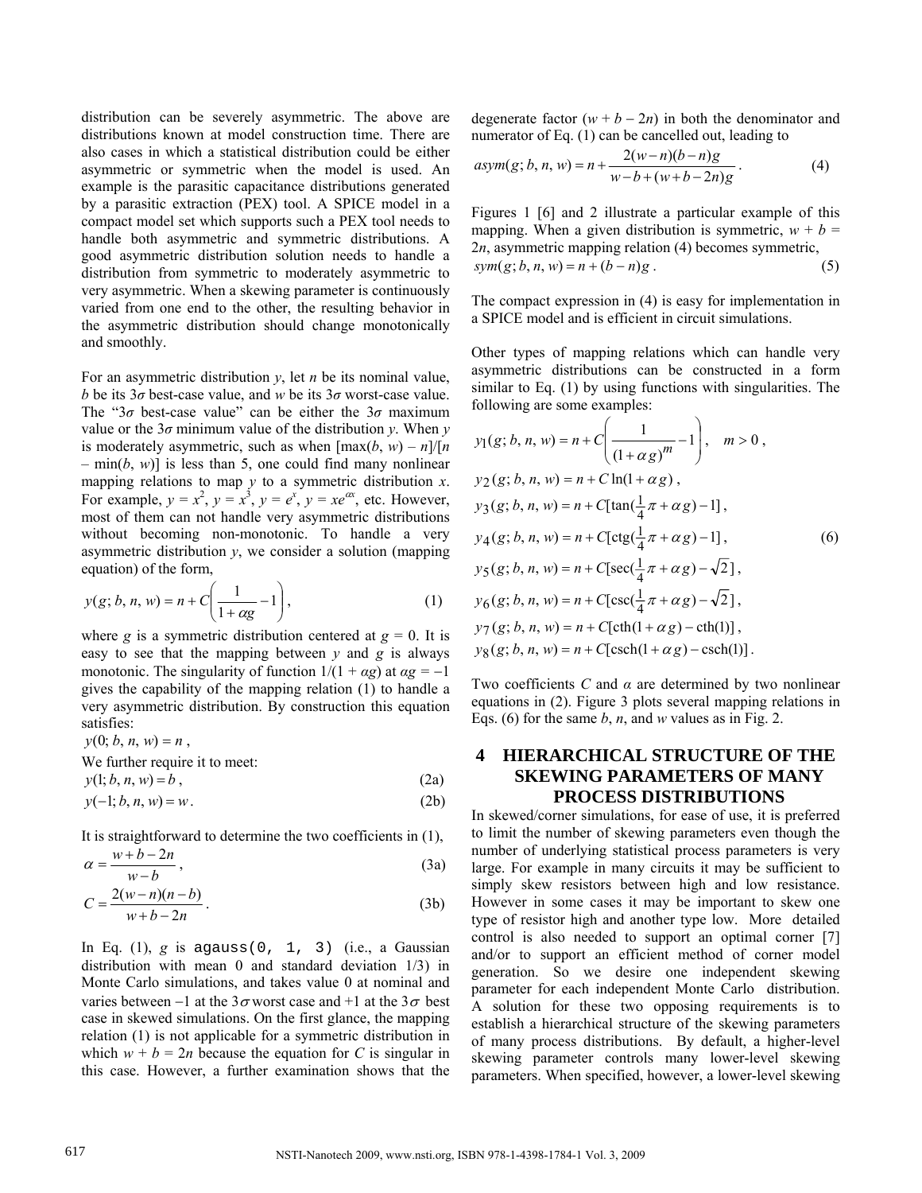distribution can be severely asymmetric. The above are distributions known at model construction time. There are also cases in which a statistical distribution could be either asymmetric or symmetric when the model is used. An example is the parasitic capacitance distributions generated by a parasitic extraction (PEX) tool. A SPICE model in a compact model set which supports such a PEX tool needs to handle both asymmetric and symmetric distributions. A good asymmetric distribution solution needs to handle a distribution from symmetric to moderately asymmetric to very asymmetric. When a skewing parameter is continuously varied from one end to the other, the resulting behavior in the asymmetric distribution should change monotonically and smoothly.

For an asymmetric distribution $y$, let $n$ be its nominal value, $b$ be its $3\sigma$ best-case value, and $w$ be its $3\sigma$ worst-case value. The "$3\sigma$ best-case value" can be either the $3\sigma$ maximum value or the $3\sigma$ minimum value of the distribution $y$. When $y$ is moderately asymmetric, such as when $[\max(b, w) - n]/[n - \min(b, w)]$ is less than 5, one could find many nonlinear mapping relations to map $y$ to a symmetric distribution $x$. For example, $y = x^2$, $y = x^3$, $y = e^x$, $y = xe^{\alpha x}$, etc. However, most of them can not handle very asymmetric distributions without becoming non-monotonic. To handle a very asymmetric distribution $y$, we consider a solution (mapping equation) of the form,

$$y(g;\, b,\, n,\, w) = n + C\left(\frac{1}{1+\alpha g} - 1\right), \tag{1}$$

where $g$ is a symmetric distribution centered at $g = 0$. It is easy to see that the mapping between $y$ and $g$ is always monotonic. The singularity of function $1/(1 + \alpha g)$ at $\alpha g = -1$ gives the capability of the mapping relation (1) to handle a very asymmetric distribution. By construction this equation satisfies:

$$y(0;\, b,\, n,\, w) = n\,,$$

We further require it to meet:

$$y(1;\, b,\, n,\, w) = b\,, \tag{2a}$$

$$y(-1;\, b,\, n,\, w) = w\,. \tag{2b}$$

It is straightforward to determine the two coefficients in (1),

$$\alpha = \frac{w + b - 2n}{w - b}\,, \tag{3a}$$

$$C = \frac{2(w-n)(n-b)}{w + b - 2n}\,. \tag{3b}$$

In Eq. (1), $g$ is `agauss(0, 1, 3)` (i.e., a Gaussian distribution with mean 0 and standard deviation 1/3) in Monte Carlo simulations, and takes value 0 at nominal and varies between $-1$ at the $3\sigma$ worst case and $+1$ at the $3\sigma$ best case in skewed simulations. On the first glance, the mapping relation (1) is not applicable for a symmetric distribution in which $w + b = 2n$ because the equation for $C$ is singular in this case. However, a further examination shows that the degenerate factor $(w + b - 2n)$ in both the denominator and numerator of Eq. (1) can be cancelled out, leading to

$$asym(g;\, b,\, n,\, w) = n + \frac{2(w-n)(b-n)g}{w - b + (w + b - 2n)g}\,. \tag{4}$$

Figures 1 [6] and 2 illustrate a particular example of this mapping. When a given distribution is symmetric, $w + b = 2n$, asymmetric mapping relation (4) becomes symmetric,

$$sym(g;\, b,\, n,\, w) = n + (b - n)g\,. \tag{5}$$

The compact expression in (4) is easy for implementation in a SPICE model and is efficient in circuit simulations.

Other types of mapping relations which can handle very asymmetric distributions can be constructed in a form similar to Eq. (1) by using functions with singularities. The following are some examples:

$$\begin{aligned}
y_1(g;\, b,\, n,\, w) &= n + C\left(\frac{1}{(1+\alpha g)^m} - 1\right), \quad m > 0\,,\\
y_2(g;\, b,\, n,\, w) &= n + C\ln(1 + \alpha g)\,,\\
y_3(g;\, b,\, n,\, w) &= n + C[\tan(\tfrac{1}{4}\pi + \alpha g) - 1]\,,\\
y_4(g;\, b,\, n,\, w) &= n + C[\mathrm{ctg}(\tfrac{1}{4}\pi + \alpha g) - 1]\,,\\
y_5(g;\, b,\, n,\, w) &= n + C[\sec(\tfrac{1}{4}\pi + \alpha g) - \sqrt{2}]\,,\\
y_6(g;\, b,\, n,\, w) &= n + C[\csc(\tfrac{1}{4}\pi + \alpha g) - \sqrt{2}]\,,\\
y_7(g;\, b,\, n,\, w) &= n + C[\mathrm{cth}(1 + \alpha g) - \mathrm{cth}(1)]\,,\\
y_8(g;\, b,\, n,\, w) &= n + C[\mathrm{csch}(1 + \alpha g) - \mathrm{csch}(1)]\,.
\end{aligned} \tag{6}$$

Two coefficients $C$ and $\alpha$ are determined by two nonlinear equations in (2). Figure 3 plots several mapping relations in Eqs. (6) for the same $b$, $n$, and $w$ values as in Fig. 2.

# 4 HIERARCHICAL STRUCTURE OF THE SKEWING PARAMETERS OF MANY PROCESS DISTRIBUTIONS

In skewed/corner simulations, for ease of use, it is preferred to limit the number of skewing parameters even though the number of underlying statistical process parameters is very large. For example in many circuits it may be sufficient to simply skew resistors between high and low resistance. However in some cases it may be important to skew one type of resistor high and another type low. More detailed control is also needed to support an optimal corner [7] and/or to support an efficient method of corner model generation. So we desire one independent skewing parameter for each independent Monte Carlo distribution. A solution for these two opposing requirements is to establish a hierarchical structure of the skewing parameters of many process distributions. By default, a higher-level skewing parameter controls many lower-level skewing parameters. When specified, however, a lower-level skewing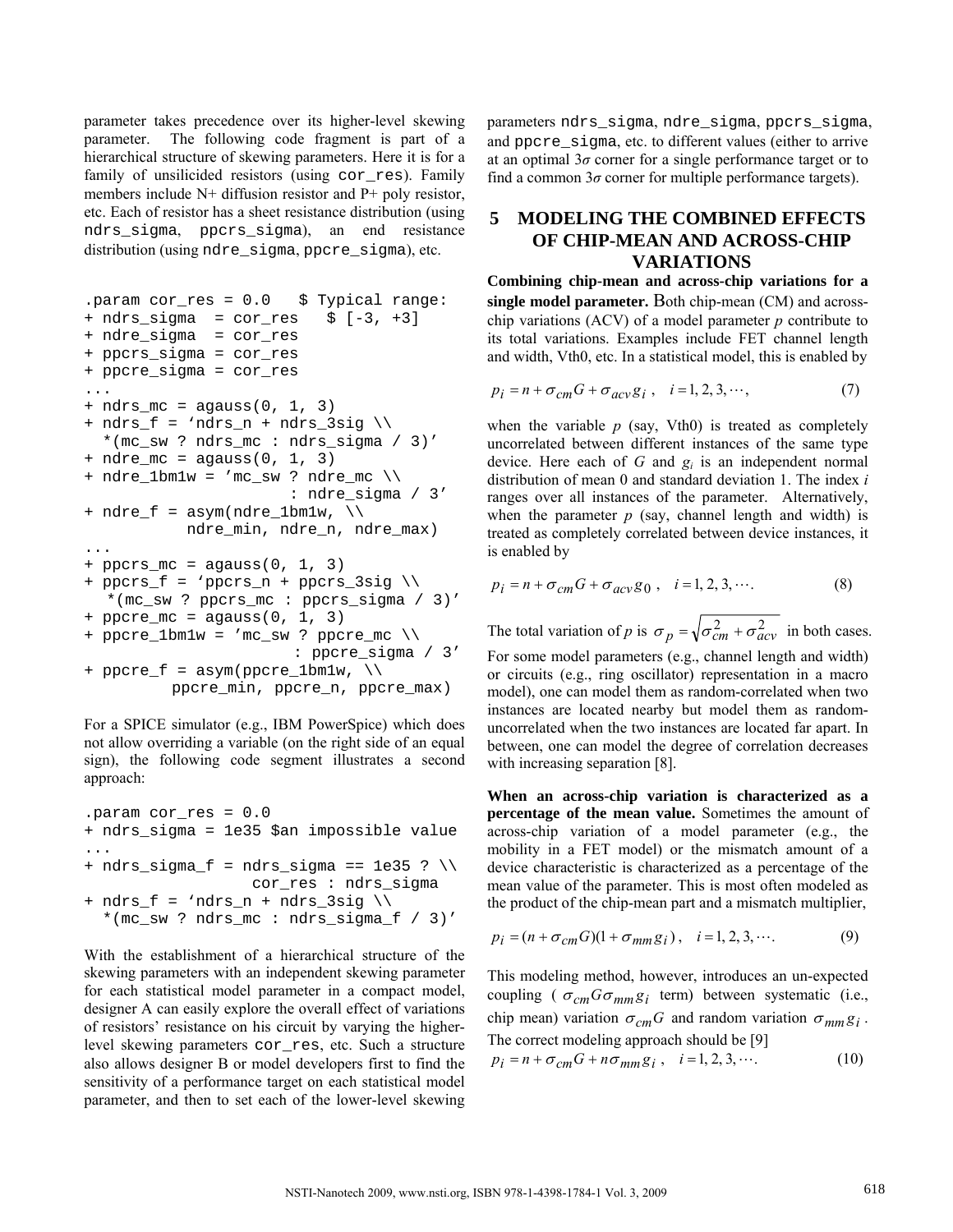parameter takes precedence over its higher-level skewing parameter. The following code fragment is part of a hierarchical structure of skewing parameters. Here it is for a family of unsilicided resistors (using `cor_res`). Family members include N+ diffusion resistor and P+ poly resistor, etc. Each of resistor has a sheet resistance distribution (using `ndrs_sigma`, `ppcrs_sigma`), an end resistance distribution (using `ndre_sigma`, `ppcre_sigma`), etc.

```
.param cor_res = 0.0   $ Typical range:
+ ndrs_sigma  = cor_res   $ [-3, +3]
+ ndre_sigma  = cor_res
+ ppcrs_sigma = cor_res
+ ppcre_sigma = cor_res
...
+ ndrs_mc = agauss(0, 1, 3)
+ ndrs_f = 'ndrs_n + ndrs_3sig \\
  *(mc_sw ? ndrs_mc : ndrs_sigma / 3)'
+ ndre_mc = agauss(0, 1, 3)
+ ndre_1bm1w = 'mc_sw ? ndre_mc \\
                    : ndre_sigma / 3'
+ ndre_f = asym(ndre_1bm1w, \\
          ndre_min, ndre_n, ndre_max)
...
+ ppcrs_mc = agauss(0, 1, 3)
+ ppcrs_f = 'ppcrs_n + ppcrs_3sig \\
   *(mc_sw ? ppcrs_mc : ppcrs_sigma / 3)'
+ ppcre_mc = agauss(0, 1, 3)
+ ppcre_1bm1w = 'mc_sw ? ppcre_mc \\
                     : ppcre_sigma / 3'
+ ppcre_f = asym(ppcre_1bm1w, \\
         ppcre_min, ppcre_n, ppcre_max)
```

For a SPICE simulator (e.g., IBM PowerSpice) which does not allow overriding a variable (on the right side of an equal sign), the following code segment illustrates a second approach:

```
.param cor_res = 0.0
+ ndrs_sigma = 1e35 $an impossible value
...
+ ndrs_sigma_f = ndrs_sigma == 1e35 ? \\
               cor_res : ndrs_sigma
+ ndrs_f = 'ndrs_n + ndrs_3sig \\
  *(mc_sw ? ndrs_mc : ndrs_sigma_f / 3)'
```

With the establishment of a hierarchical structure of the skewing parameters with an independent skewing parameter for each statistical model parameter in a compact model, designer A can easily explore the overall effect of variations of resistors' resistance on his circuit by varying the higher-level skewing parameters `cor_res`, etc. Such a structure also allows designer B or model developers first to find the sensitivity of a performance target on each statistical model parameter, and then to set each of the lower-level skewing parameters `ndrs_sigma`, `ndre_sigma`, `ppcrs_sigma`, and `ppcre_sigma`, etc. to different values (either to arrive at an optimal $3\sigma$ corner for a single performance target or to find a common $3\sigma$ corner for multiple performance targets).

## 5 MODELING THE COMBINED EFFECTS OF CHIP-MEAN AND ACROSS-CHIP VARIATIONS

**Combining chip-mean and across-chip variations for a single model parameter.** Both chip-mean (CM) and across-chip variations (ACV) of a model parameter $p$ contribute to its total variations. Examples include FET channel length and width, Vth0, etc. In a statistical model, this is enabled by

$$p_i = n + \sigma_{cm} G + \sigma_{acv} g_i \,, \quad i = 1, 2, 3, \cdots, \tag{7}$$

when the variable $p$ (say, Vth0) is treated as completely uncorrelated between different instances of the same type device. Here each of $G$ and $g_i$ is an independent normal distribution of mean 0 and standard deviation 1. The index $i$ ranges over all instances of the parameter. Alternatively, when the parameter $p$ (say, channel length and width) is treated as completely correlated between device instances, it is enabled by

$$p_i = n + \sigma_{cm} G + \sigma_{acv} g_0 \,, \quad i = 1, 2, 3, \cdots. \tag{8}$$

The total variation of $p$ is $\sigma_p = \sqrt{\sigma_{cm}^2 + \sigma_{acv}^2}$ in both cases. For some model parameters (e.g., channel length and width) or circuits (e.g., ring oscillator) representation in a macro model), one can model them as random-correlated when two instances are located nearby but model them as random-uncorrelated when the two instances are located far apart. In between, one can model the degree of correlation decreases with increasing separation [8].

**When an across-chip variation is characterized as a percentage of the mean value.** Sometimes the amount of across-chip variation of a model parameter (e.g., the mobility in a FET model) or the mismatch amount of a device characteristic is characterized as a percentage of the mean value of the parameter. This is most often modeled as the product of the chip-mean part and a mismatch multiplier,

$$p_i = (n + \sigma_{cm} G)(1 + \sigma_{mm} g_i) \,, \quad i = 1, 2, 3, \cdots. \tag{9}$$

This modeling method, however, introduces an un-expected coupling ( $\sigma_{cm} G \sigma_{mm} g_i$ term) between systematic (i.e., chip mean) variation $\sigma_{cm} G$ and random variation $\sigma_{mm} g_i$. The correct modeling approach should be [9]

$$p_i = n + \sigma_{cm} G + n \sigma_{mm} g_i \,, \quad i = 1, 2, 3, \cdots. \tag{10}$$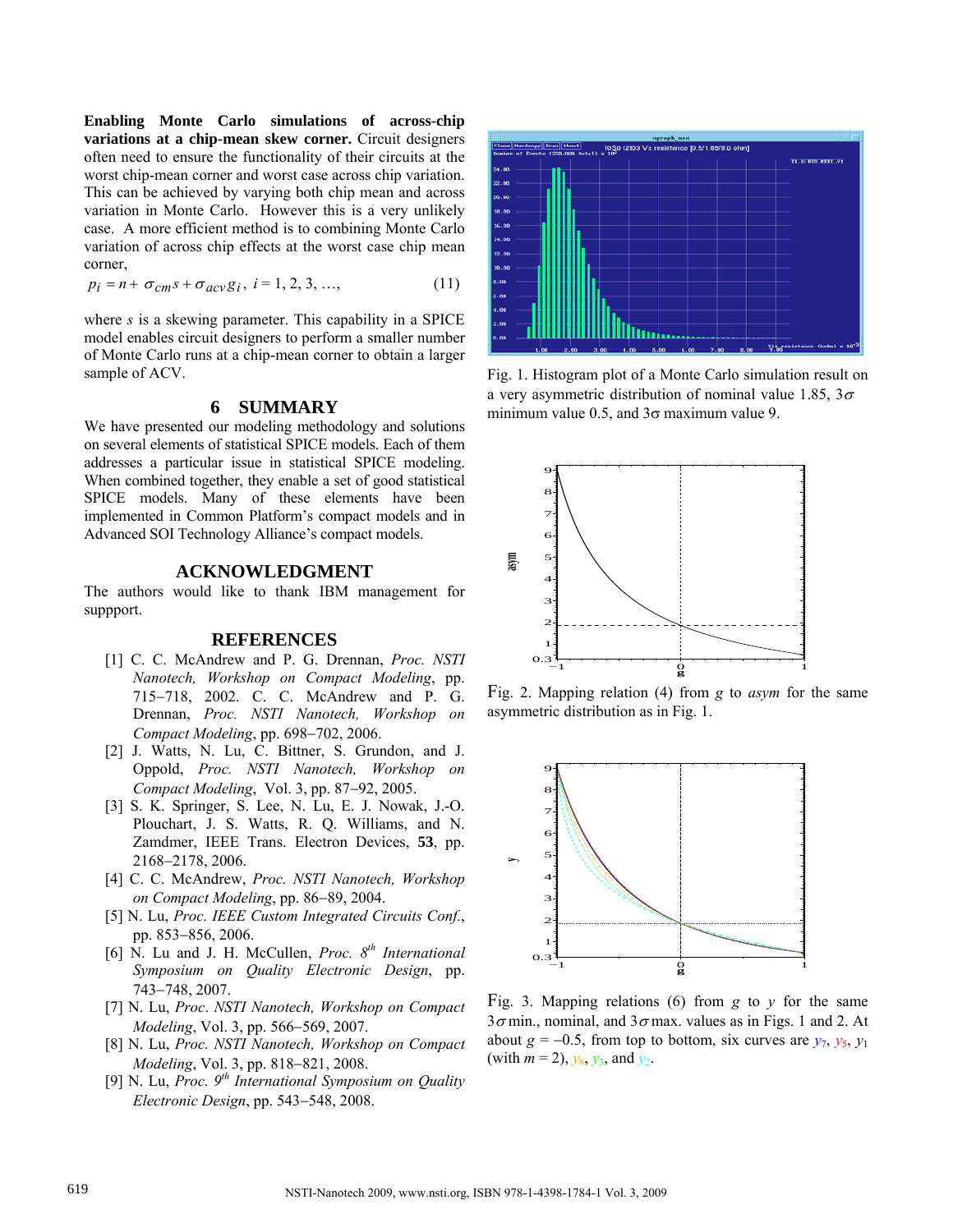**Enabling Monte Carlo simulations of across-chip variations at a chip-mean skew corner.** Circuit designers often need to ensure the functionality of their circuits at the worst chip-mean corner and worst case across chip variation. This can be achieved by varying both chip mean and across variation in Monte Carlo. However this is a very unlikely case. A more efficient method is to combining Monte Carlo variation of across chip effects at the worst case chip mean corner,

$$p_i = n + \sigma_{cm} s + \sigma_{acv} g_i, \; i = 1, 2, 3, \ldots, \tag{11}$$

where $s$ is a skewing parameter. This capability in a SPICE model enables circuit designers to perform a smaller number of Monte Carlo runs at a chip-mean corner to obtain a larger sample of ACV.

## 6 SUMMARY

We have presented our modeling methodology and solutions on several elements of statistical SPICE models. Each of them addresses a particular issue in statistical SPICE modeling. When combined together, they enable a set of good statistical SPICE models. Many of these elements have been implemented in Common Platform's compact models and in Advanced SOI Technology Alliance's compact models.

## ACKNOWLEDGMENT

The authors would like to thank IBM management for suppport.

## REFERENCES

[1] C. C. McAndrew and P. G. Drennan, *Proc. NSTI Nanotech, Workshop on Compact Modeling*, pp. 715−718, 2002. C. C. McAndrew and P. G. Drennan, *Proc. NSTI Nanotech, Workshop on Compact Modeling*, pp. 698−702, 2006.

[2] J. Watts, N. Lu, C. Bittner, S. Grundon, and J. Oppold, *Proc. NSTI Nanotech, Workshop on Compact Modeling*, Vol. 3, pp. 87−92, 2005.

[3] S. K. Springer, S. Lee, N. Lu, E. J. Nowak, J.-O. Plouchart, J. S. Watts, R. Q. Williams, and N. Zamdmer, IEEE Trans. Electron Devices, **53**, pp. 2168−2178, 2006.

[4] C. C. McAndrew, *Proc. NSTI Nanotech, Workshop on Compact Modeling*, pp. 86−89, 2004.

[5] N. Lu, *Proc. IEEE Custom Integrated Circuits Conf.*, pp. 853−856, 2006.

[6] N. Lu and J. H. McCullen, *Proc. 8th International Symposium on Quality Electronic Design*, pp. 743−748, 2007.

[7] N. Lu, *Proc. NSTI Nanotech, Workshop on Compact Modeling*, Vol. 3, pp. 566−569, 2007.

[8] N. Lu, *Proc. NSTI Nanotech, Workshop on Compact Modeling*, Vol. 3, pp. 818−821, 2008.

[9] N. Lu, *Proc. 9th International Symposium on Quality Electronic Design*, pp. 543−548, 2008.

Fig. 1. Histogram plot of a Monte Carlo simulation result on a very asymmetric distribution of nominal value 1.85, $3\sigma$ minimum value 0.5, and $3\sigma$ maximum value 9.

Fig. 2. Mapping relation (4) from $g$ to *asym* for the same asymmetric distribution as in Fig. 1.

Fig. 3. Mapping relations (6) from $g$ to $y$ for the same $3\sigma$ min., nominal, and $3\sigma$ max. values as in Figs. 1 and 2. At about $g = -0.5$, from top to bottom, six curves are $y_7$, $y_5$, $y_1$ (with $m = 2$), $y_8$, $y_3$, and $y_2$.